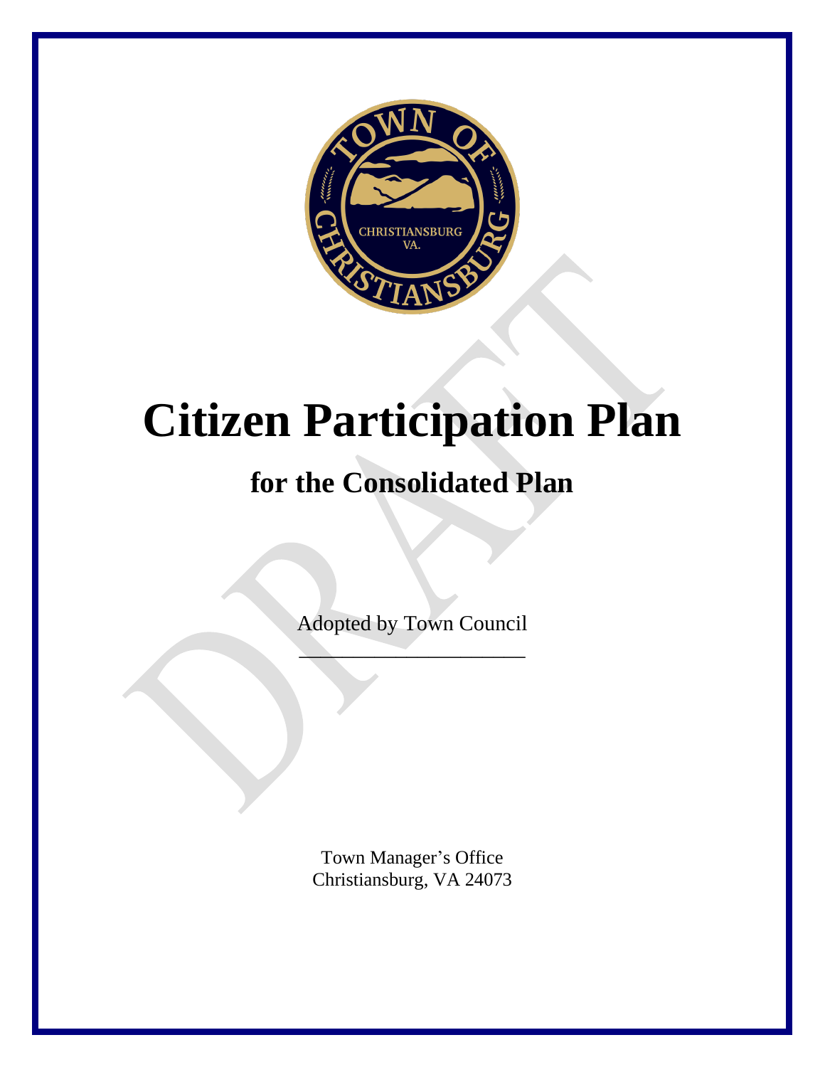# Citizen Participation Plan

## for the Consolidated Plan

Adopted by Town Council

______________________

Town Manager's Office
Christiansburg, VA 24073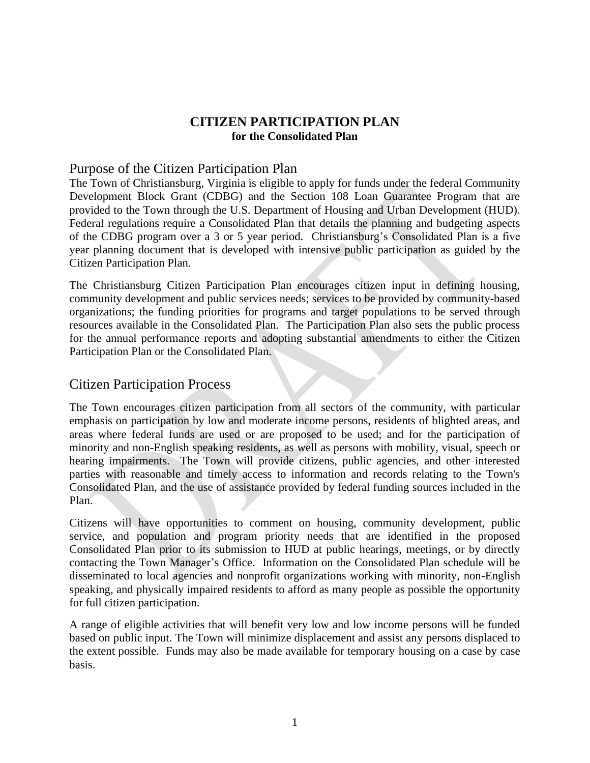# CITIZEN PARTICIPATION PLAN
**for the Consolidated Plan**

## Purpose of the Citizen Participation Plan

The Town of Christiansburg, Virginia is eligible to apply for funds under the federal Community Development Block Grant (CDBG) and the Section 108 Loan Guarantee Program that are provided to the Town through the U.S. Department of Housing and Urban Development (HUD). Federal regulations require a Consolidated Plan that details the planning and budgeting aspects of the CDBG program over a 3 or 5 year period. Christiansburg's Consolidated Plan is a five year planning document that is developed with intensive public participation as guided by the Citizen Participation Plan.

The Christiansburg Citizen Participation Plan encourages citizen input in defining housing, community development and public services needs; services to be provided by community-based organizations; the funding priorities for programs and target populations to be served through resources available in the Consolidated Plan. The Participation Plan also sets the public process for the annual performance reports and adopting substantial amendments to either the Citizen Participation Plan or the Consolidated Plan.

## Citizen Participation Process

The Town encourages citizen participation from all sectors of the community, with particular emphasis on participation by low and moderate income persons, residents of blighted areas, and areas where federal funds are used or are proposed to be used; and for the participation of minority and non-English speaking residents, as well as persons with mobility, visual, speech or hearing impairments. The Town will provide citizens, public agencies, and other interested parties with reasonable and timely access to information and records relating to the Town's Consolidated Plan, and the use of assistance provided by federal funding sources included in the Plan.

Citizens will have opportunities to comment on housing, community development, public service, and population and program priority needs that are identified in the proposed Consolidated Plan prior to its submission to HUD at public hearings, meetings, or by directly contacting the Town Manager's Office. Information on the Consolidated Plan schedule will be disseminated to local agencies and nonprofit organizations working with minority, non-English speaking, and physically impaired residents to afford as many people as possible the opportunity for full citizen participation.

A range of eligible activities that will benefit very low and low income persons will be funded based on public input. The Town will minimize displacement and assist any persons displaced to the extent possible. Funds may also be made available for temporary housing on a case by case basis.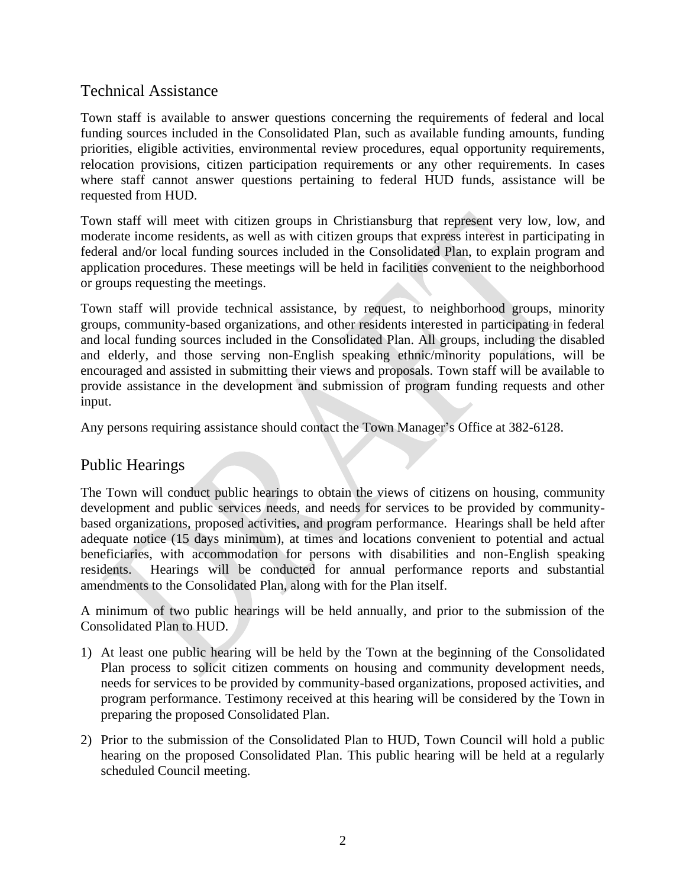## Technical Assistance

Town staff is available to answer questions concerning the requirements of federal and local funding sources included in the Consolidated Plan, such as available funding amounts, funding priorities, eligible activities, environmental review procedures, equal opportunity requirements, relocation provisions, citizen participation requirements or any other requirements. In cases where staff cannot answer questions pertaining to federal HUD funds, assistance will be requested from HUD.

Town staff will meet with citizen groups in Christiansburg that represent very low, low, and moderate income residents, as well as with citizen groups that express interest in participating in federal and/or local funding sources included in the Consolidated Plan, to explain program and application procedures. These meetings will be held in facilities convenient to the neighborhood or groups requesting the meetings.

Town staff will provide technical assistance, by request, to neighborhood groups, minority groups, community-based organizations, and other residents interested in participating in federal and local funding sources included in the Consolidated Plan. All groups, including the disabled and elderly, and those serving non-English speaking ethnic/minority populations, will be encouraged and assisted in submitting their views and proposals. Town staff will be available to provide assistance in the development and submission of program funding requests and other input.

Any persons requiring assistance should contact the Town Manager's Office at 382-6128.

## Public Hearings

The Town will conduct public hearings to obtain the views of citizens on housing, community development and public services needs, and needs for services to be provided by community-based organizations, proposed activities, and program performance. Hearings shall be held after adequate notice (15 days minimum), at times and locations convenient to potential and actual beneficiaries, with accommodation for persons with disabilities and non-English speaking residents. Hearings will be conducted for annual performance reports and substantial amendments to the Consolidated Plan, along with for the Plan itself.

A minimum of two public hearings will be held annually, and prior to the submission of the Consolidated Plan to HUD.

1) At least one public hearing will be held by the Town at the beginning of the Consolidated Plan process to solicit citizen comments on housing and community development needs, needs for services to be provided by community-based organizations, proposed activities, and program performance. Testimony received at this hearing will be considered by the Town in preparing the proposed Consolidated Plan.

2) Prior to the submission of the Consolidated Plan to HUD, Town Council will hold a public hearing on the proposed Consolidated Plan. This public hearing will be held at a regularly scheduled Council meeting.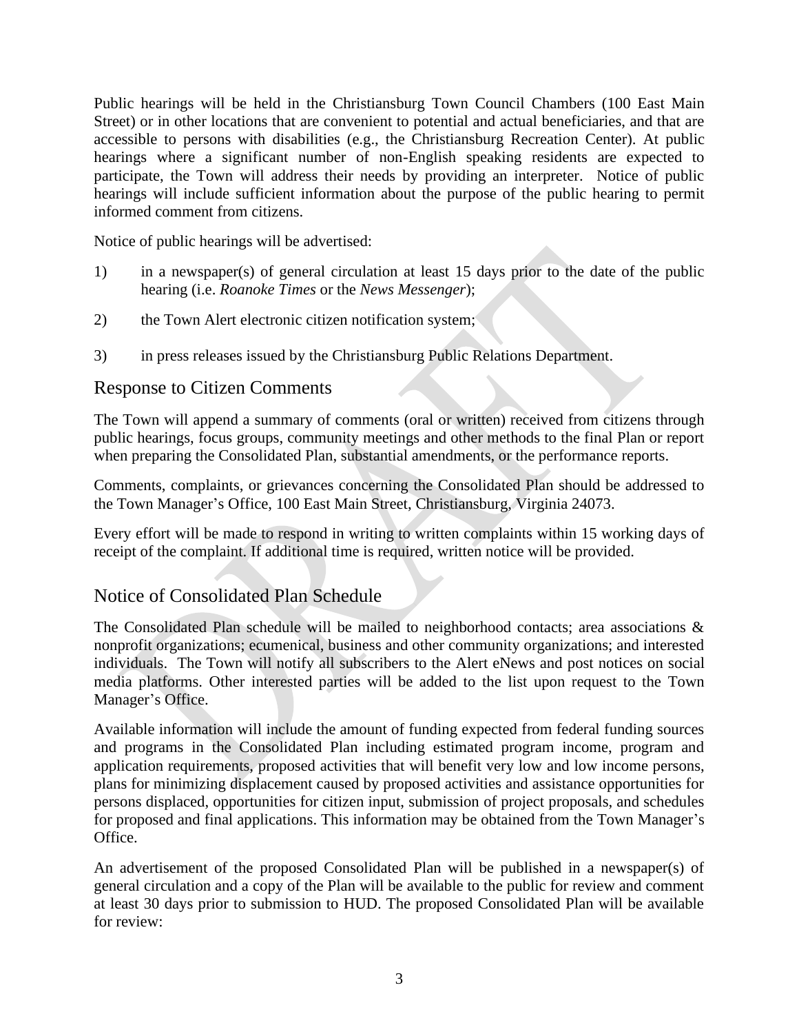Public hearings will be held in the Christiansburg Town Council Chambers (100 East Main Street) or in other locations that are convenient to potential and actual beneficiaries, and that are accessible to persons with disabilities (e.g., the Christiansburg Recreation Center). At public hearings where a significant number of non-English speaking residents are expected to participate, the Town will address their needs by providing an interpreter. Notice of public hearings will include sufficient information about the purpose of the public hearing to permit informed comment from citizens.

Notice of public hearings will be advertised:

1) in a newspaper(s) of general circulation at least 15 days prior to the date of the public hearing (i.e. *Roanoke Times* or the *News Messenger*);

2) the Town Alert electronic citizen notification system;

3) in press releases issued by the Christiansburg Public Relations Department.

## Response to Citizen Comments

The Town will append a summary of comments (oral or written) received from citizens through public hearings, focus groups, community meetings and other methods to the final Plan or report when preparing the Consolidated Plan, substantial amendments, or the performance reports.

Comments, complaints, or grievances concerning the Consolidated Plan should be addressed to the Town Manager's Office, 100 East Main Street, Christiansburg, Virginia 24073.

Every effort will be made to respond in writing to written complaints within 15 working days of receipt of the complaint. If additional time is required, written notice will be provided.

## Notice of Consolidated Plan Schedule

The Consolidated Plan schedule will be mailed to neighborhood contacts; area associations & nonprofit organizations; ecumenical, business and other community organizations; and interested individuals. The Town will notify all subscribers to the Alert eNews and post notices on social media platforms. Other interested parties will be added to the list upon request to the Town Manager's Office.

Available information will include the amount of funding expected from federal funding sources and programs in the Consolidated Plan including estimated program income, program and application requirements, proposed activities that will benefit very low and low income persons, plans for minimizing displacement caused by proposed activities and assistance opportunities for persons displaced, opportunities for citizen input, submission of project proposals, and schedules for proposed and final applications. This information may be obtained from the Town Manager's Office.

An advertisement of the proposed Consolidated Plan will be published in a newspaper(s) of general circulation and a copy of the Plan will be available to the public for review and comment at least 30 days prior to submission to HUD. The proposed Consolidated Plan will be available for review: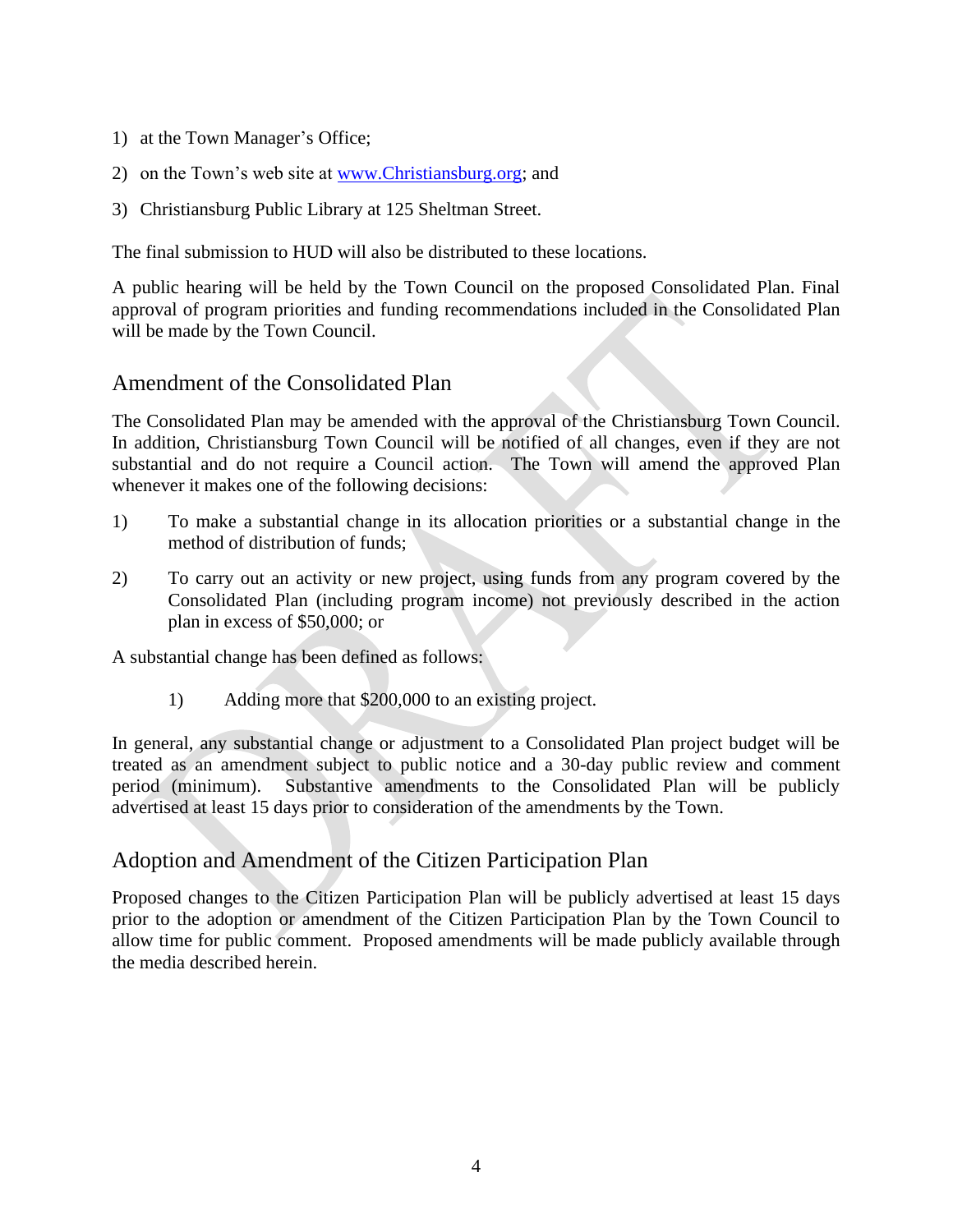1) at the Town Manager's Office;
2) on the Town's web site at www.Christiansburg.org; and
3) Christiansburg Public Library at 125 Sheltman Street.

The final submission to HUD will also be distributed to these locations.

A public hearing will be held by the Town Council on the proposed Consolidated Plan. Final approval of program priorities and funding recommendations included in the Consolidated Plan will be made by the Town Council.

## Amendment of the Consolidated Plan

The Consolidated Plan may be amended with the approval of the Christiansburg Town Council. In addition, Christiansburg Town Council will be notified of all changes, even if they are not substantial and do not require a Council action. The Town will amend the approved Plan whenever it makes one of the following decisions:

1) To make a substantial change in its allocation priorities or a substantial change in the method of distribution of funds;

2) To carry out an activity or new project, using funds from any program covered by the Consolidated Plan (including program income) not previously described in the action plan in excess of $50,000; or

A substantial change has been defined as follows:

1) Adding more that $200,000 to an existing project.

In general, any substantial change or adjustment to a Consolidated Plan project budget will be treated as an amendment subject to public notice and a 30-day public review and comment period (minimum). Substantive amendments to the Consolidated Plan will be publicly advertised at least 15 days prior to consideration of the amendments by the Town.

## Adoption and Amendment of the Citizen Participation Plan

Proposed changes to the Citizen Participation Plan will be publicly advertised at least 15 days prior to the adoption or amendment of the Citizen Participation Plan by the Town Council to allow time for public comment. Proposed amendments will be made publicly available through the media described herein.